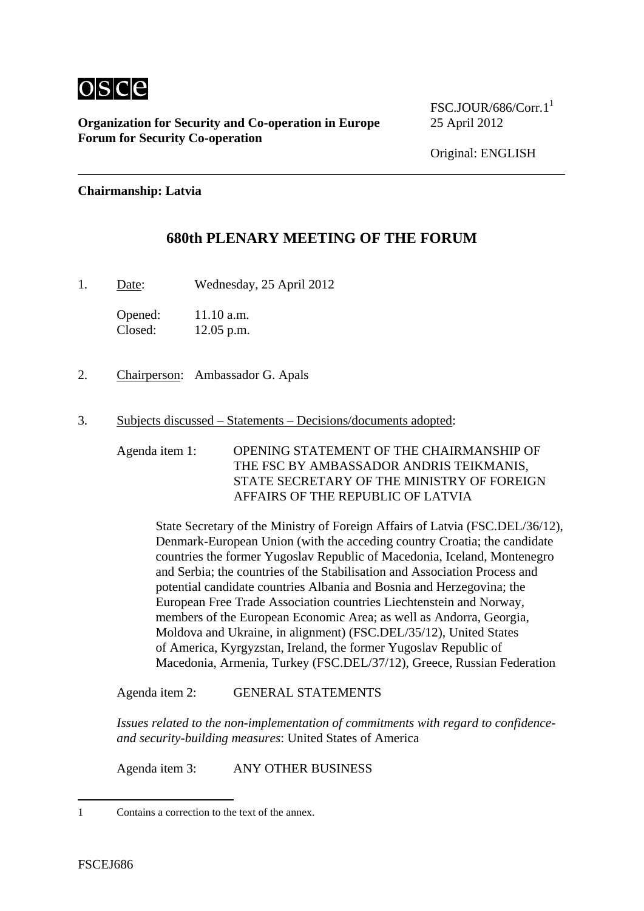osce

**Organization for Security and Co-operation in Europe**
**Forum for Security Co-operation**

FSC.JOUR/686/Corr.1[1]
25 April 2012

Original: ENGLISH

**Chairmanship: Latvia**

## 680th PLENARY MEETING OF THE FORUM

1. Date: Wednesday, 25 April 2012

   Opened: 11.10 a.m.
   Closed: 12.05 p.m.

2. Chairperson: Ambassador G. Apals

3. Subjects discussed – Statements – Decisions/documents adopted:

   Agenda item 1: OPENING STATEMENT OF THE CHAIRMANSHIP OF THE FSC BY AMBASSADOR ANDRIS TEIKMANIS, STATE SECRETARY OF THE MINISTRY OF FOREIGN AFFAIRS OF THE REPUBLIC OF LATVIA

   State Secretary of the Ministry of Foreign Affairs of Latvia (FSC.DEL/36/12), Denmark-European Union (with the acceding country Croatia; the candidate countries the former Yugoslav Republic of Macedonia, Iceland, Montenegro and Serbia; the countries of the Stabilisation and Association Process and potential candidate countries Albania and Bosnia and Herzegovina; the European Free Trade Association countries Liechtenstein and Norway, members of the European Economic Area; as well as Andorra, Georgia, Moldova and Ukraine, in alignment) (FSC.DEL/35/12), United States of America, Kyrgyzstan, Ireland, the former Yugoslav Republic of Macedonia, Armenia, Turkey (FSC.DEL/37/12), Greece, Russian Federation

   Agenda item 2: GENERAL STATEMENTS

   *Issues related to the non-implementation of commitments with regard to confidence- and security-building measures*: United States of America

   Agenda item 3: ANY OTHER BUSINESS

---

1 Contains a correction to the text of the annex.

FSCEJ686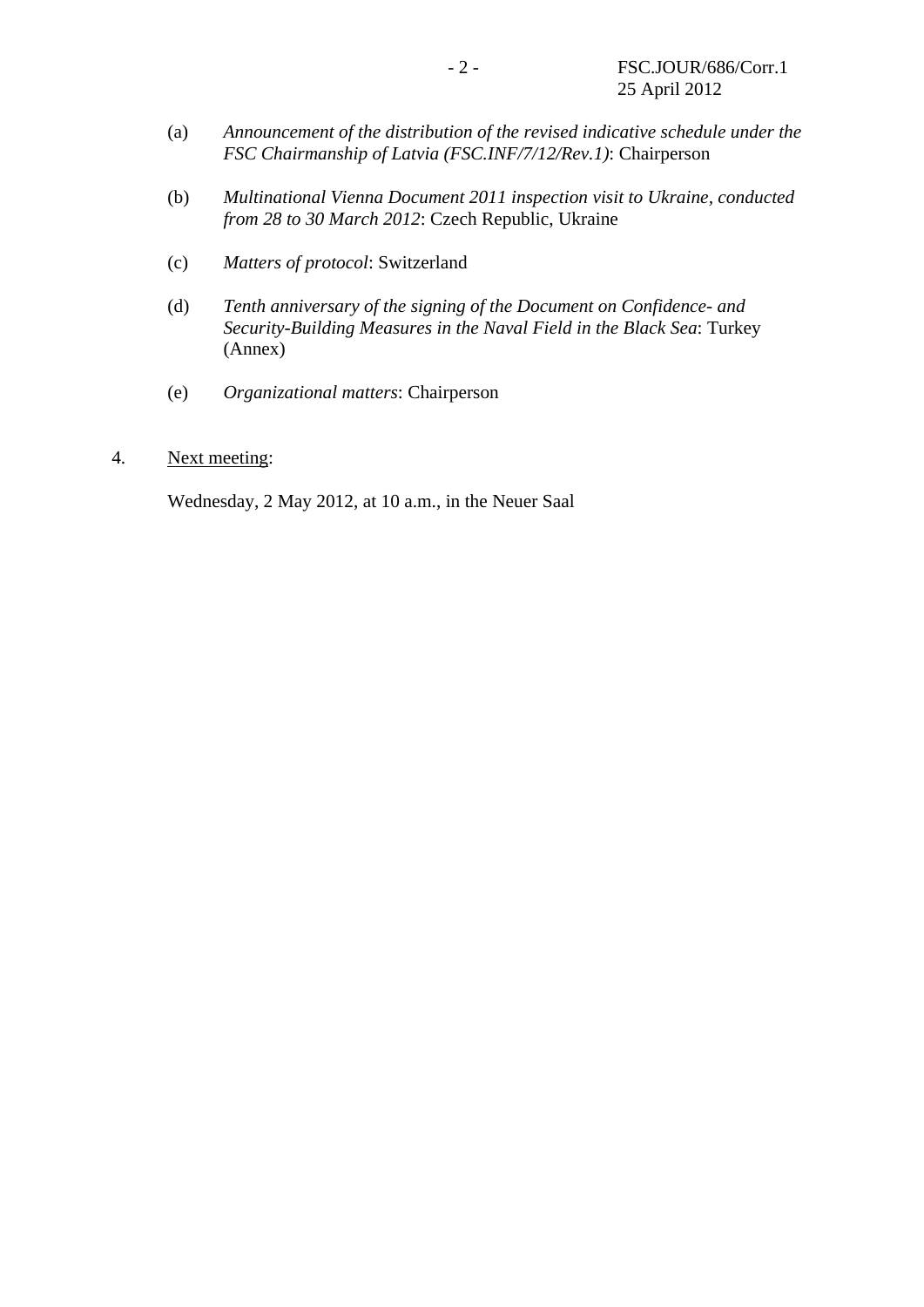(a) *Announcement of the distribution of the revised indicative schedule under the FSC Chairmanship of Latvia (FSC.INF/7/12/Rev.1)*: Chairperson

(b) *Multinational Vienna Document 2011 inspection visit to Ukraine, conducted from 28 to 30 March 2012*: Czech Republic, Ukraine

(c) *Matters of protocol*: Switzerland

(d) *Tenth anniversary of the signing of the Document on Confidence- and Security-Building Measures in the Naval Field in the Black Sea*: Turkey (Annex)

(e) *Organizational matters*: Chairperson

4. Next meeting:

Wednesday, 2 May 2012, at 10 a.m., in the Neuer Saal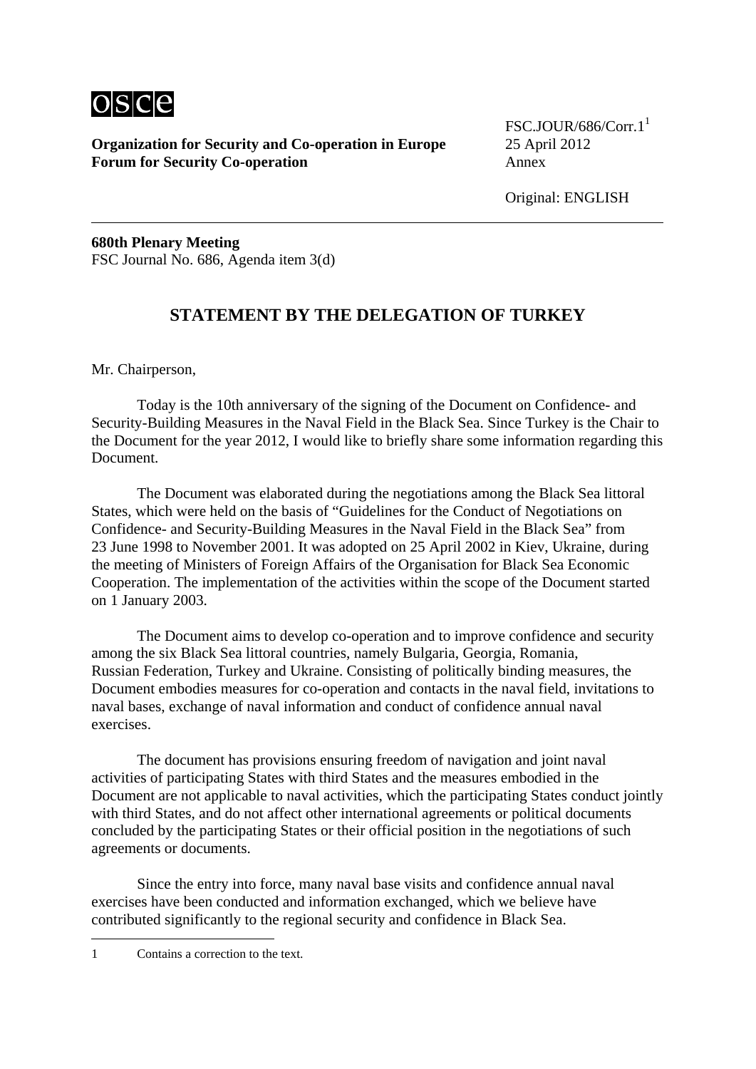osce

**Organization for Security and Co-operation in Europe**
**Forum for Security Co-operation**

FSC.JOUR/686/Corr.1[1]
25 April 2012
Annex

Original: ENGLISH

**680th Plenary Meeting**
FSC Journal No. 686, Agenda item 3(d)

## STATEMENT BY THE DELEGATION OF TURKEY

Mr. Chairperson,

Today is the 10th anniversary of the signing of the Document on Confidence- and Security-Building Measures in the Naval Field in the Black Sea. Since Turkey is the Chair to the Document for the year 2012, I would like to briefly share some information regarding this Document.

The Document was elaborated during the negotiations among the Black Sea littoral States, which were held on the basis of "Guidelines for the Conduct of Negotiations on Confidence- and Security-Building Measures in the Naval Field in the Black Sea" from 23 June 1998 to November 2001. It was adopted on 25 April 2002 in Kiev, Ukraine, during the meeting of Ministers of Foreign Affairs of the Organisation for Black Sea Economic Cooperation. The implementation of the activities within the scope of the Document started on 1 January 2003.

The Document aims to develop co-operation and to improve confidence and security among the six Black Sea littoral countries, namely Bulgaria, Georgia, Romania, Russian Federation, Turkey and Ukraine. Consisting of politically binding measures, the Document embodies measures for co-operation and contacts in the naval field, invitations to naval bases, exchange of naval information and conduct of confidence annual naval exercises.

The document has provisions ensuring freedom of navigation and joint naval activities of participating States with third States and the measures embodied in the Document are not applicable to naval activities, which the participating States conduct jointly with third States, and do not affect other international agreements or political documents concluded by the participating States or their official position in the negotiations of such agreements or documents.

Since the entry into force, many naval base visits and confidence annual naval exercises have been conducted and information exchanged, which we believe have contributed significantly to the regional security and confidence in Black Sea.

---

1 Contains a correction to the text.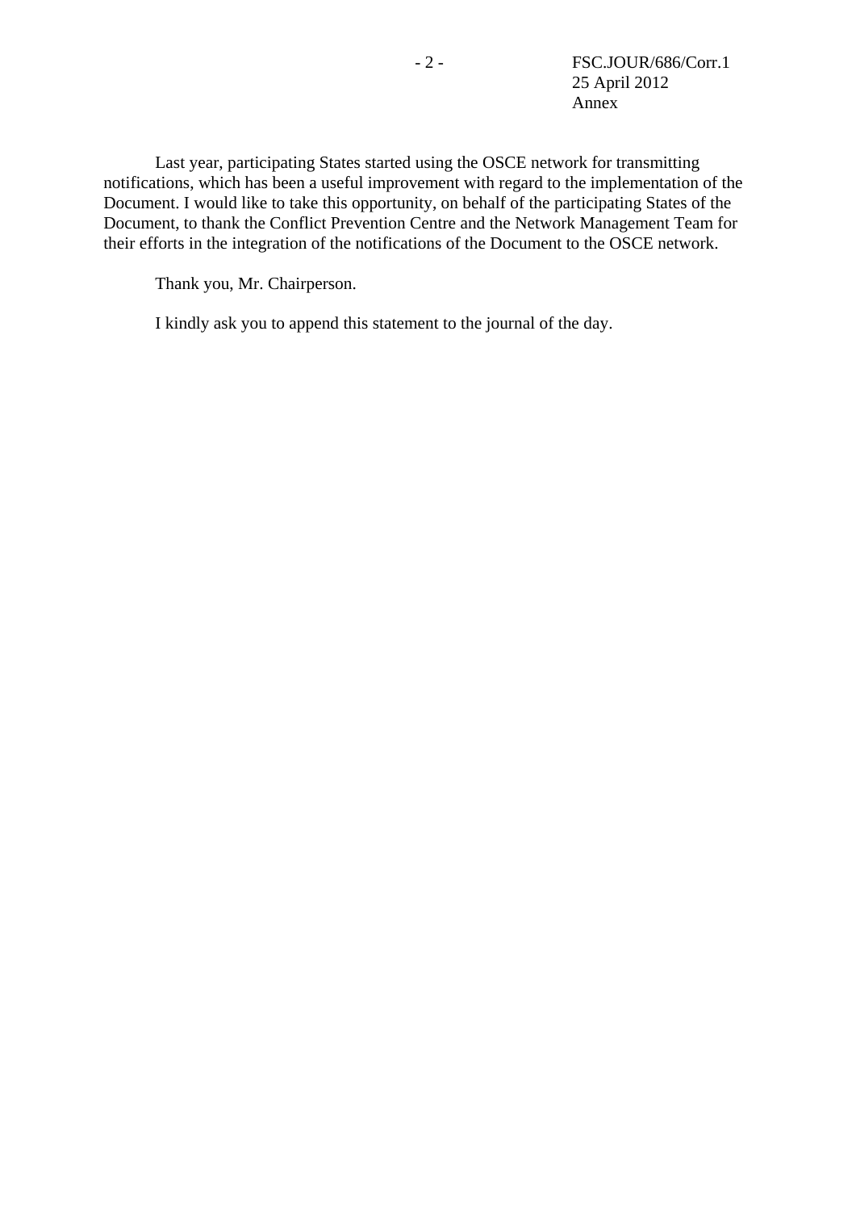Last year, participating States started using the OSCE network for transmitting notifications, which has been a useful improvement with regard to the implementation of the Document. I would like to take this opportunity, on behalf of the participating States of the Document, to thank the Conflict Prevention Centre and the Network Management Team for their efforts in the integration of the notifications of the Document to the OSCE network.

Thank you, Mr. Chairperson.

I kindly ask you to append this statement to the journal of the day.